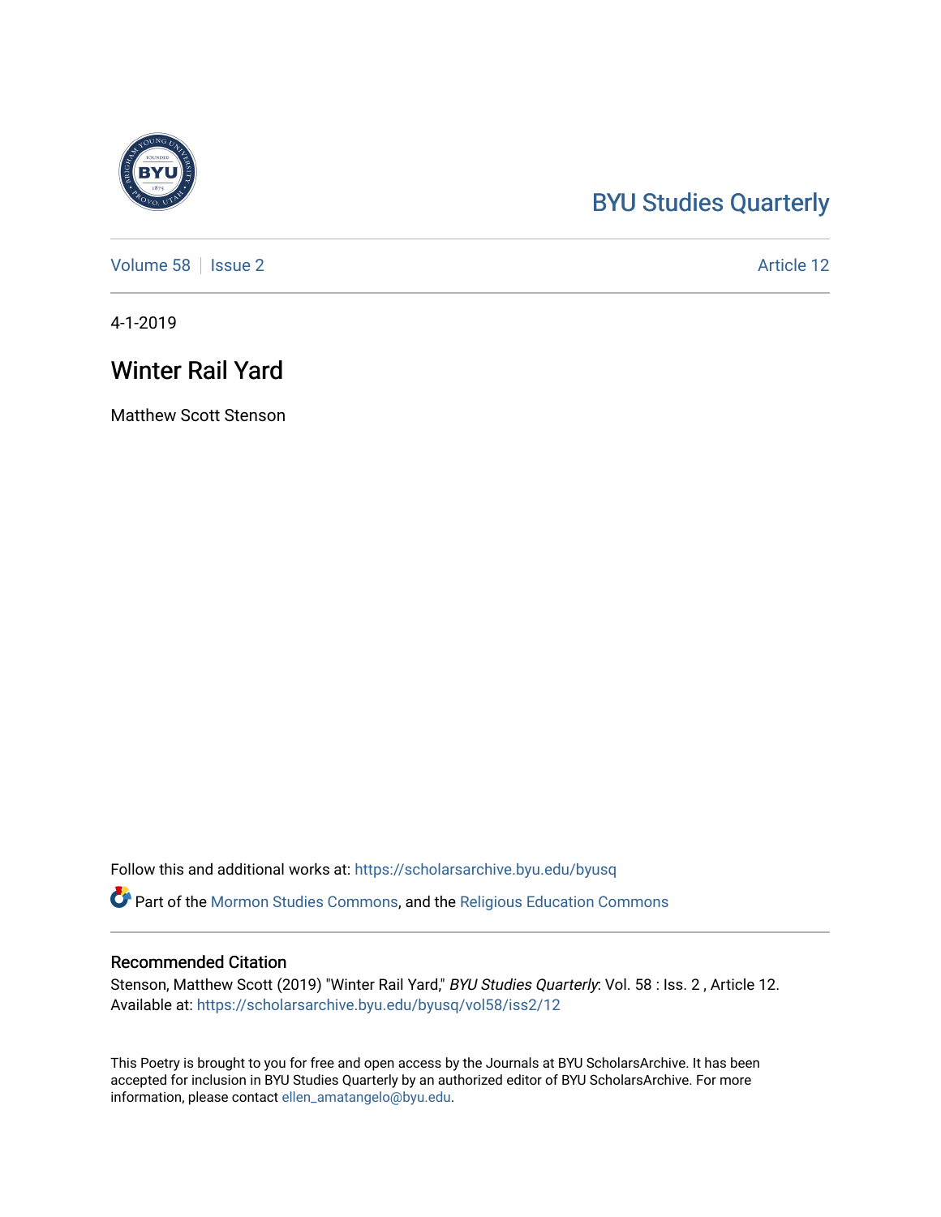BYU Studies Quarterly

Volume 58 | Issue 2 | Article 12

4-1-2019

# Winter Rail Yard

Matthew Scott Stenson

Follow this and additional works at: https://scholarsarchive.byu.edu/byusq

Part of the Mormon Studies Commons, and the Religious Education Commons

## Recommended Citation

Stenson, Matthew Scott (2019) "Winter Rail Yard," *BYU Studies Quarterly*: Vol. 58 : Iss. 2 , Article 12.
Available at: https://scholarsarchive.byu.edu/byusq/vol58/iss2/12

This Poetry is brought to you for free and open access by the Journals at BYU ScholarsArchive. It has been accepted for inclusion in BYU Studies Quarterly by an authorized editor of BYU ScholarsArchive. For more information, please contact ellen_amatangelo@byu.edu.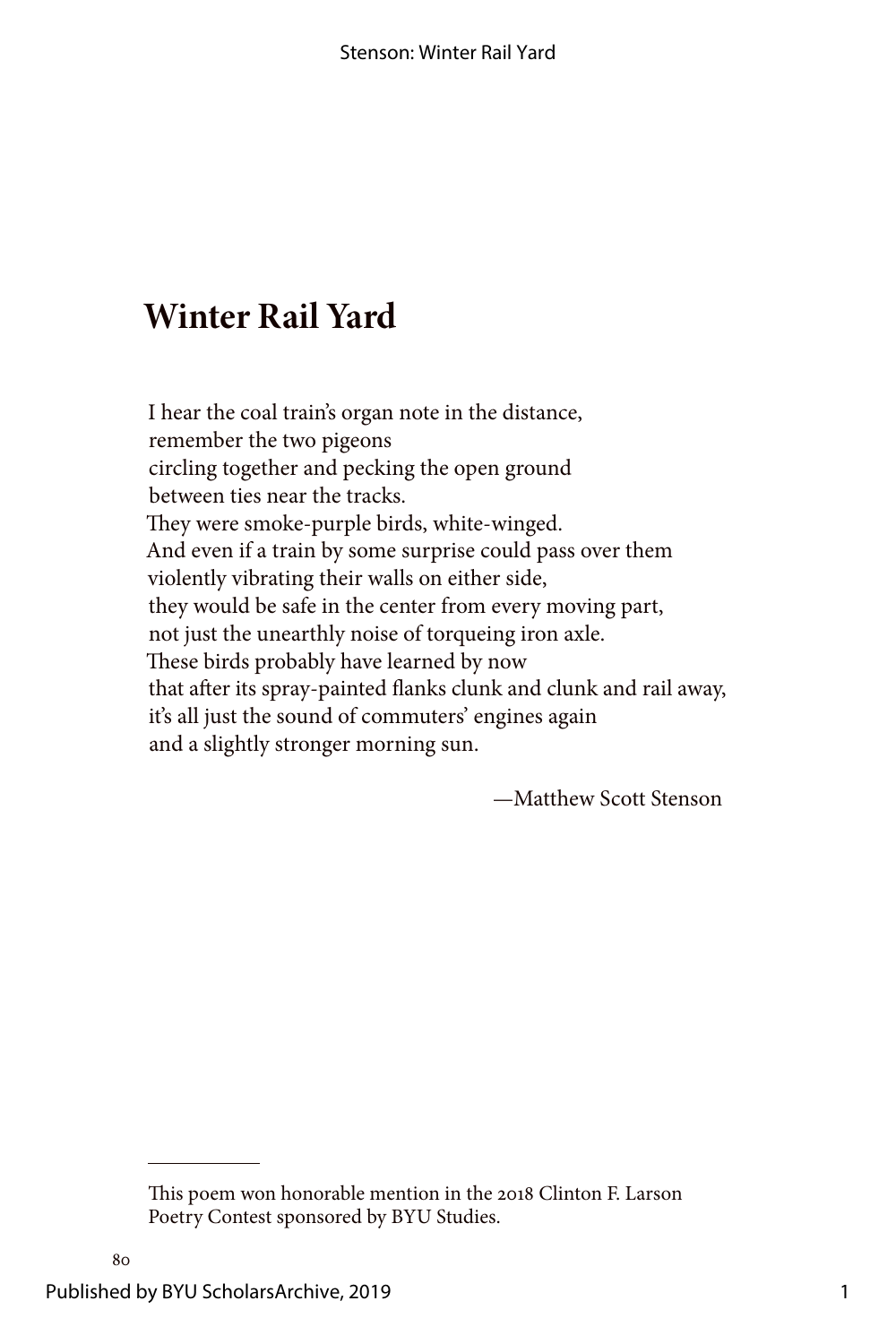# Winter Rail Yard

I hear the coal train's organ note in the distance,
remember the two pigeons
circling together and pecking the open ground
between ties near the tracks.
They were smoke-purple birds, white-winged.
And even if a train by some surprise could pass over them
violently vibrating their walls on either side,
they would be safe in the center from every moving part,
not just the unearthly noise of torqueing iron axle.
These birds probably have learned by now
that after its spray-painted flanks clunk and clunk and rail away,
it's all just the sound of commuters' engines again
and a slightly stronger morning sun.

—Matthew Scott Stenson

---

This poem won honorable mention in the 2018 Clinton F. Larson Poetry Contest sponsored by BYU Studies.